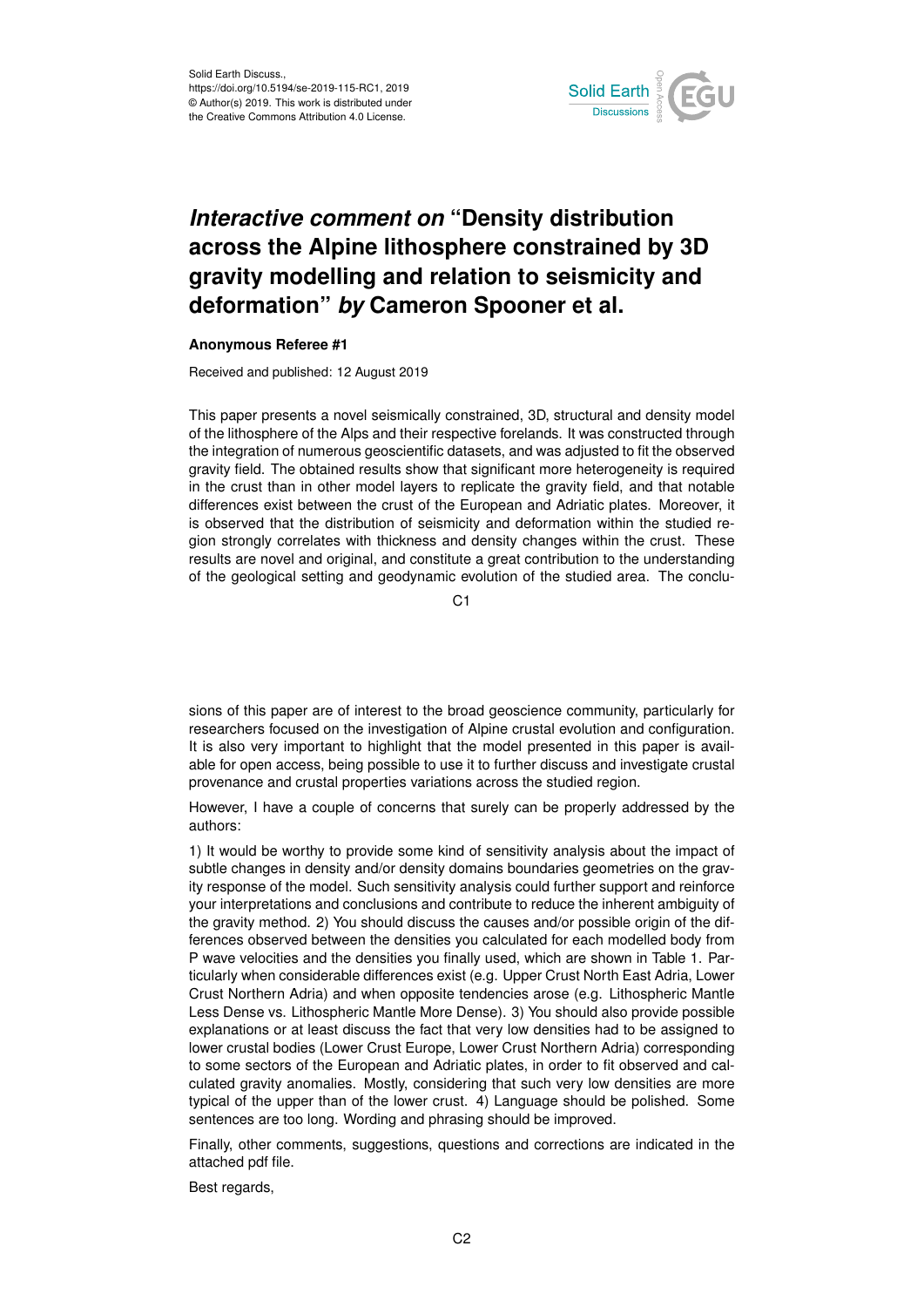# *Interactive comment on* "Density distribution across the Alpine lithosphere constrained by 3D gravity modelling and relation to seismicity and deformation" *by* Cameron Spooner et al.

**Anonymous Referee #1**

Received and published: 12 August 2019

This paper presents a novel seismically constrained, 3D, structural and density model of the lithosphere of the Alps and their respective forelands. It was constructed through the integration of numerous geoscientific datasets, and was adjusted to fit the observed gravity field. The obtained results show that significant more heterogeneity is required in the crust than in other model layers to replicate the gravity field, and that notable differences exist between the crust of the European and Adriatic plates. Moreover, it is observed that the distribution of seismicity and deformation within the studied region strongly correlates with thickness and density changes within the crust. These results are novel and original, and constitute a great contribution to the understanding of the geological setting and geodynamic evolution of the studied area. The conclusions of this paper are of interest to the broad geoscience community, particularly for researchers focused on the investigation of Alpine crustal evolution and configuration. It is also very important to highlight that the model presented in this paper is available for open access, being possible to use it to further discuss and investigate crustal provenance and crustal properties variations across the studied region.

However, I have a couple of concerns that surely can be properly addressed by the authors:

1) It would be worthy to provide some kind of sensitivity analysis about the impact of subtle changes in density and/or density domains boundaries geometries on the gravity response of the model. Such sensitivity analysis could further support and reinforce your interpretations and conclusions and contribute to reduce the inherent ambiguity of the gravity method. 2) You should discuss the causes and/or possible origin of the differences observed between the densities you calculated for each modelled body from P wave velocities and the densities you finally used, which are shown in Table 1. Particularly when considerable differences exist (e.g. Upper Crust North East Adria, Lower Crust Northern Adria) and when opposite tendencies arose (e.g. Lithospheric Mantle Less Dense vs. Lithospheric Mantle More Dense). 3) You should also provide possible explanations or at least discuss the fact that very low densities had to be assigned to lower crustal bodies (Lower Crust Europe, Lower Crust Northern Adria) corresponding to some sectors of the European and Adriatic plates, in order to fit observed and calculated gravity anomalies. Mostly, considering that such very low densities are more typical of the upper than of the lower crust. 4) Language should be polished. Some sentences are too long. Wording and phrasing should be improved.

Finally, other comments, suggestions, questions and corrections are indicated in the attached pdf file.

Best regards,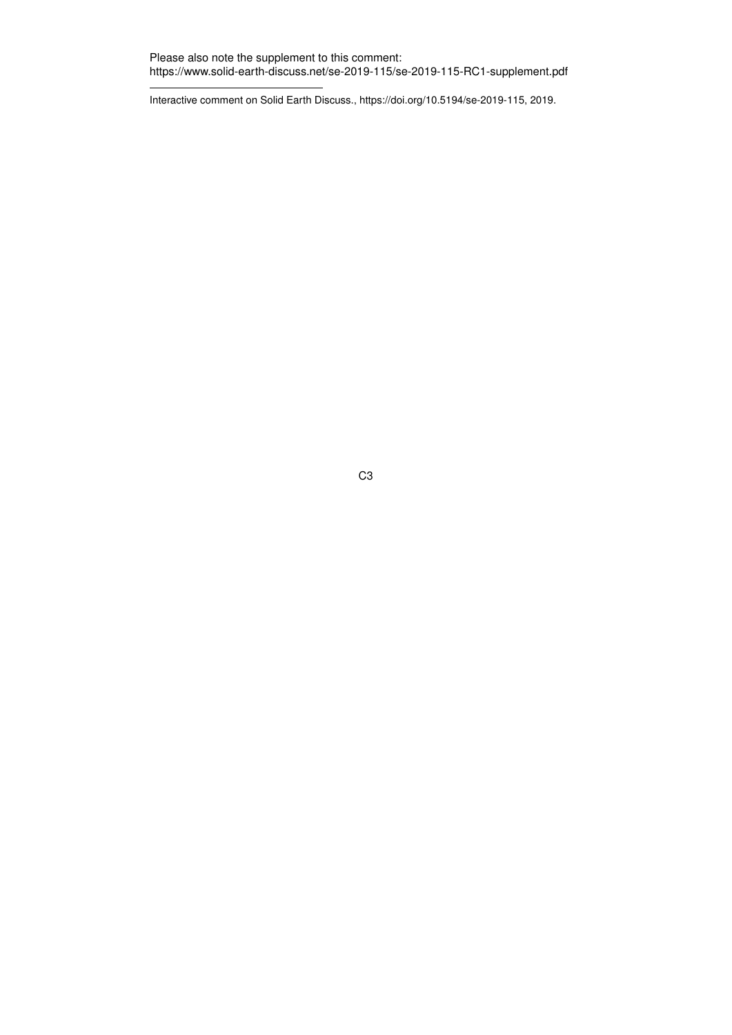Please also note the supplement to this comment:
https://www.solid-earth-discuss.net/se-2019-115/se-2019-115-RC1-supplement.pdf

---

Interactive comment on Solid Earth Discuss., https://doi.org/10.5194/se-2019-115, 2019.